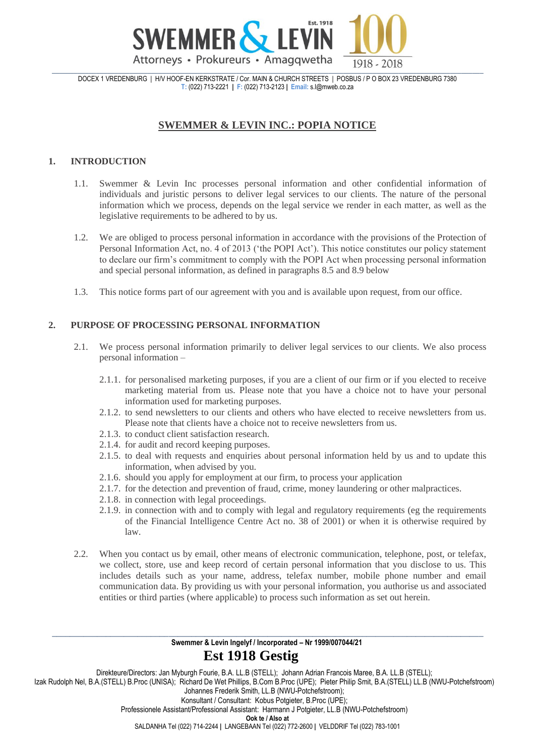# SWEMMER & LEVIN INC.: POPIA NOTICE

## 1. INTRODUCTION

1.1. Swemmer & Levin Inc processes personal information and other confidential information of individuals and juristic persons to deliver legal services to our clients. The nature of the personal information which we process, depends on the legal service we render in each matter, as well as the legislative requirements to be adhered to by us.

1.2. We are obliged to process personal information in accordance with the provisions of the Protection of Personal Information Act, no. 4 of 2013 ('the POPI Act'). This notice constitutes our policy statement to declare our firm's commitment to comply with the POPI Act when processing personal information and special personal information, as defined in paragraphs 8.5 and 8.9 below

1.3. This notice forms part of our agreement with you and is available upon request, from our office.

## 2. PURPOSE OF PROCESSING PERSONAL INFORMATION

2.1. We process personal information primarily to deliver legal services to our clients. We also process personal information –

2.1.1. for personalised marketing purposes, if you are a client of our firm or if you elected to receive marketing material from us. Please note that you have a choice not to have your personal information used for marketing purposes.

2.1.2. to send newsletters to our clients and others who have elected to receive newsletters from us. Please note that clients have a choice not to receive newsletters from us.

2.1.3. to conduct client satisfaction research.

2.1.4. for audit and record keeping purposes.

2.1.5. to deal with requests and enquiries about personal information held by us and to update this information, when advised by you.

2.1.6. should you apply for employment at our firm, to process your application

2.1.7. for the detection and prevention of fraud, crime, money laundering or other malpractices.

2.1.8. in connection with legal proceedings.

2.1.9. in connection with and to comply with legal and regulatory requirements (eg the requirements of the Financial Intelligence Centre Act no. 38 of 2001) or when it is otherwise required by law.

2.2. When you contact us by email, other means of electronic communication, telephone, post, or telefax, we collect, store, use and keep record of certain personal information that you disclose to us. This includes details such as your name, address, telefax number, mobile phone number and email communication data. By providing us with your personal information, you authorise us and associated entities or third parties (where applicable) to process such information as set out herein.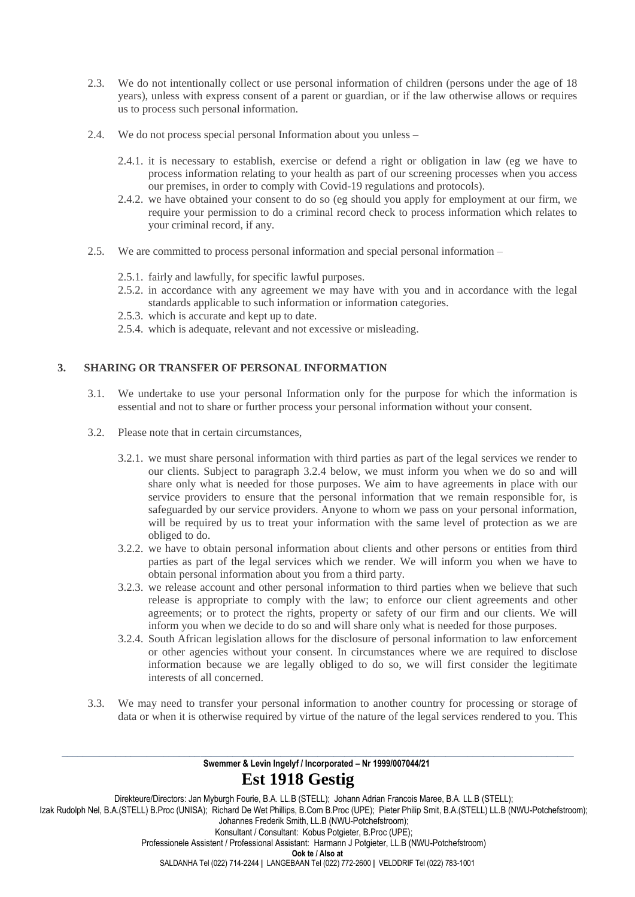2.3. We do not intentionally collect or use personal information of children (persons under the age of 18 years), unless with express consent of a parent or guardian, or if the law otherwise allows or requires us to process such personal information.

2.4. We do not process special personal Information about you unless –

2.4.1. it is necessary to establish, exercise or defend a right or obligation in law (eg we have to process information relating to your health as part of our screening processes when you access our premises, in order to comply with Covid-19 regulations and protocols).

2.4.2. we have obtained your consent to do so (eg should you apply for employment at our firm, we require your permission to do a criminal record check to process information which relates to your criminal record, if any.

2.5. We are committed to process personal information and special personal information –

2.5.1. fairly and lawfully, for specific lawful purposes.

2.5.2. in accordance with any agreement we may have with you and in accordance with the legal standards applicable to such information or information categories.

2.5.3. which is accurate and kept up to date.

2.5.4. which is adequate, relevant and not excessive or misleading.

## 3. SHARING OR TRANSFER OF PERSONAL INFORMATION

3.1. We undertake to use your personal Information only for the purpose for which the information is essential and not to share or further process your personal information without your consent.

3.2. Please note that in certain circumstances,

3.2.1. we must share personal information with third parties as part of the legal services we render to our clients. Subject to paragraph 3.2.4 below, we must inform you when we do so and will share only what is needed for those purposes. We aim to have agreements in place with our service providers to ensure that the personal information that we remain responsible for, is safeguarded by our service providers. Anyone to whom we pass on your personal information, will be required by us to treat your information with the same level of protection as we are obliged to do.

3.2.2. we have to obtain personal information about clients and other persons or entities from third parties as part of the legal services which we render. We will inform you when we have to obtain personal information about you from a third party.

3.2.3. we release account and other personal information to third parties when we believe that such release is appropriate to comply with the law; to enforce our client agreements and other agreements; or to protect the rights, property or safety of our firm and our clients. We will inform you when we decide to do so and will share only what is needed for those purposes.

3.2.4. South African legislation allows for the disclosure of personal information to law enforcement or other agencies without your consent. In circumstances where we are required to disclose information because we are legally obliged to do so, we will first consider the legitimate interests of all concerned.

3.3. We may need to transfer your personal information to another country for processing or storage of data or when it is otherwise required by virtue of the nature of the legal services rendered to you. This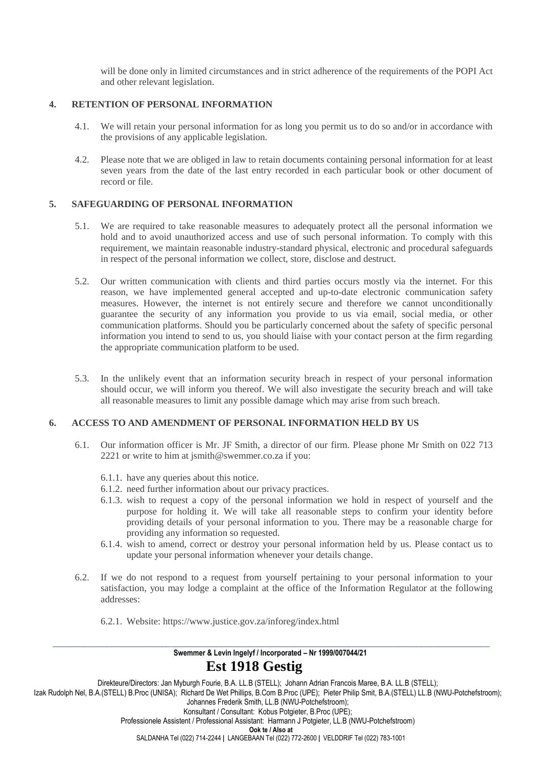will be done only in limited circumstances and in strict adherence of the requirements of the POPI Act and other relevant legislation.

## 4. RETENTION OF PERSONAL INFORMATION

4.1. We will retain your personal information for as long you permit us to do so and/or in accordance with the provisions of any applicable legislation.

4.2. Please note that we are obliged in law to retain documents containing personal information for at least seven years from the date of the last entry recorded in each particular book or other document of record or file.

## 5. SAFEGUARDING OF PERSONAL INFORMATION

5.1. We are required to take reasonable measures to adequately protect all the personal information we hold and to avoid unauthorized access and use of such personal information. To comply with this requirement, we maintain reasonable industry-standard physical, electronic and procedural safeguards in respect of the personal information we collect, store, disclose and destruct.

5.2. Our written communication with clients and third parties occurs mostly via the internet. For this reason, we have implemented general accepted and up-to-date electronic communication safety measures. However, the internet is not entirely secure and therefore we cannot unconditionally guarantee the security of any information you provide to us via email, social media, or other communication platforms. Should you be particularly concerned about the safety of specific personal information you intend to send to us, you should liaise with your contact person at the firm regarding the appropriate communication platform to be used.

5.3. In the unlikely event that an information security breach in respect of your personal information should occur, we will inform you thereof. We will also investigate the security breach and will take all reasonable measures to limit any possible damage which may arise from such breach.

## 6. ACCESS TO AND AMENDMENT OF PERSONAL INFORMATION HELD BY US

6.1. Our information officer is Mr. JF Smith, a director of our firm. Please phone Mr Smith on 022 713 2221 or write to him at jsmith@swemmer.co.za if you:

6.1.1. have any queries about this notice.
6.1.2. need further information about our privacy practices.
6.1.3. wish to request a copy of the personal information we hold in respect of yourself and the purpose for holding it. We will take all reasonable steps to confirm your identity before providing details of your personal information to you. There may be a reasonable charge for providing any information so requested.
6.1.4. wish to amend, correct or destroy your personal information held by us. Please contact us to update your personal information whenever your details change.

6.2. If we do not respond to a request from yourself pertaining to your personal information to your satisfaction, you may lodge a complaint at the office of the Information Regulator at the following addresses:

6.2.1. Website: https://www.justice.gov.za/inforeg/index.html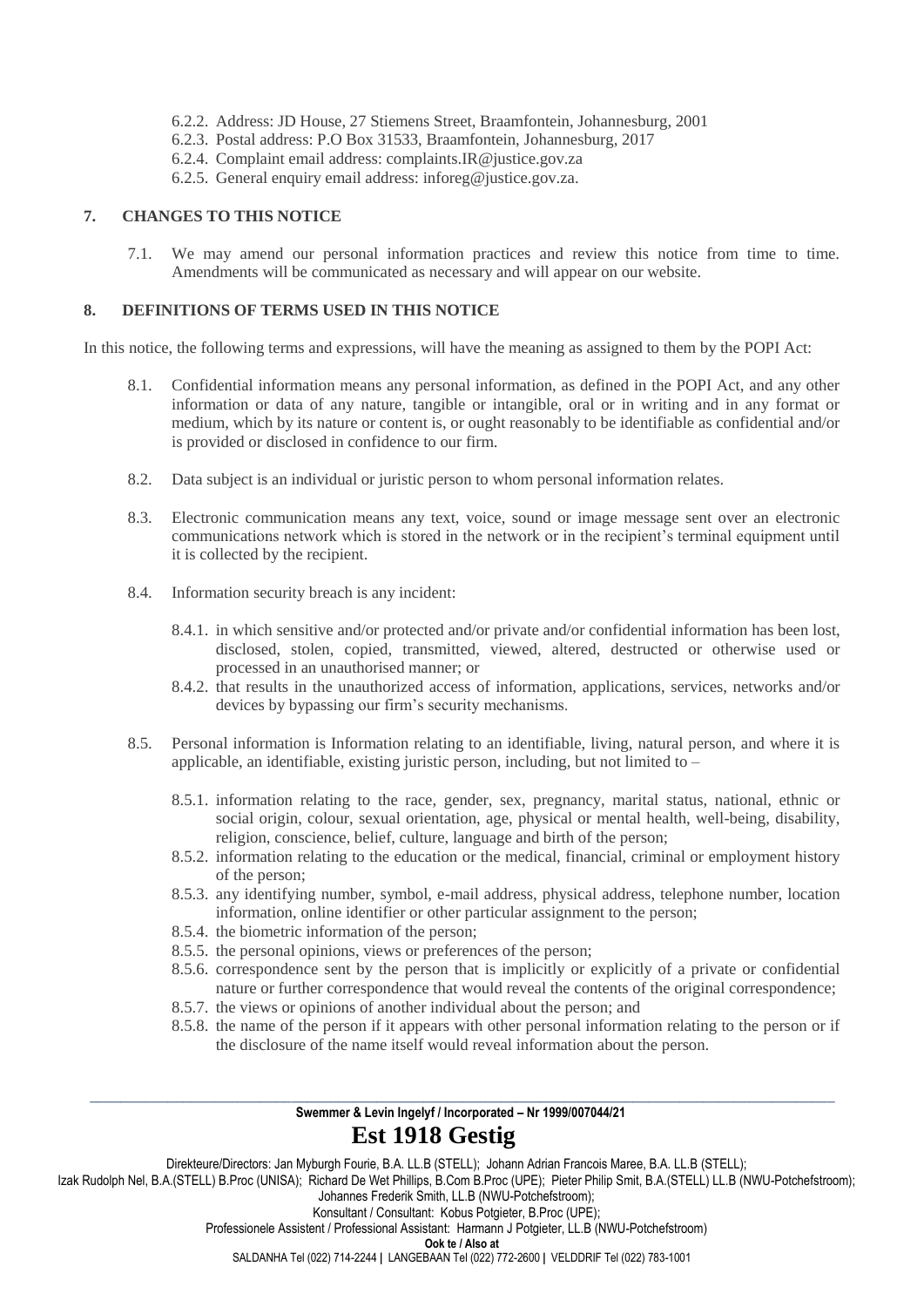6.2.2. Address: JD House, 27 Stiemens Street, Braamfontein, Johannesburg, 2001
6.2.3. Postal address: P.O Box 31533, Braamfontein, Johannesburg, 2017
6.2.4. Complaint email address: complaints.IR@justice.gov.za
6.2.5. General enquiry email address: inforeg@justice.gov.za.

## 7. CHANGES TO THIS NOTICE

7.1. We may amend our personal information practices and review this notice from time to time. Amendments will be communicated as necessary and will appear on our website.

## 8. DEFINITIONS OF TERMS USED IN THIS NOTICE

In this notice, the following terms and expressions, will have the meaning as assigned to them by the POPI Act:

8.1. Confidential information means any personal information, as defined in the POPI Act, and any other information or data of any nature, tangible or intangible, oral or in writing and in any format or medium, which by its nature or content is, or ought reasonably to be identifiable as confidential and/or is provided or disclosed in confidence to our firm.

8.2. Data subject is an individual or juristic person to whom personal information relates.

8.3. Electronic communication means any text, voice, sound or image message sent over an electronic communications network which is stored in the network or in the recipient's terminal equipment until it is collected by the recipient.

8.4. Information security breach is any incident:

8.4.1. in which sensitive and/or protected and/or private and/or confidential information has been lost, disclosed, stolen, copied, transmitted, viewed, altered, destructed or otherwise used or processed in an unauthorised manner; or
8.4.2. that results in the unauthorized access of information, applications, services, networks and/or devices by bypassing our firm's security mechanisms.

8.5. Personal information is Information relating to an identifiable, living, natural person, and where it is applicable, an identifiable, existing juristic person, including, but not limited to –

8.5.1. information relating to the race, gender, sex, pregnancy, marital status, national, ethnic or social origin, colour, sexual orientation, age, physical or mental health, well-being, disability, religion, conscience, belief, culture, language and birth of the person;
8.5.2. information relating to the education or the medical, financial, criminal or employment history of the person;
8.5.3. any identifying number, symbol, e-mail address, physical address, telephone number, location information, online identifier or other particular assignment to the person;
8.5.4. the biometric information of the person;
8.5.5. the personal opinions, views or preferences of the person;
8.5.6. correspondence sent by the person that is implicitly or explicitly of a private or confidential nature or further correspondence that would reveal the contents of the original correspondence;
8.5.7. the views or opinions of another individual about the person; and
8.5.8. the name of the person if it appears with other personal information relating to the person or if the disclosure of the name itself would reveal information about the person.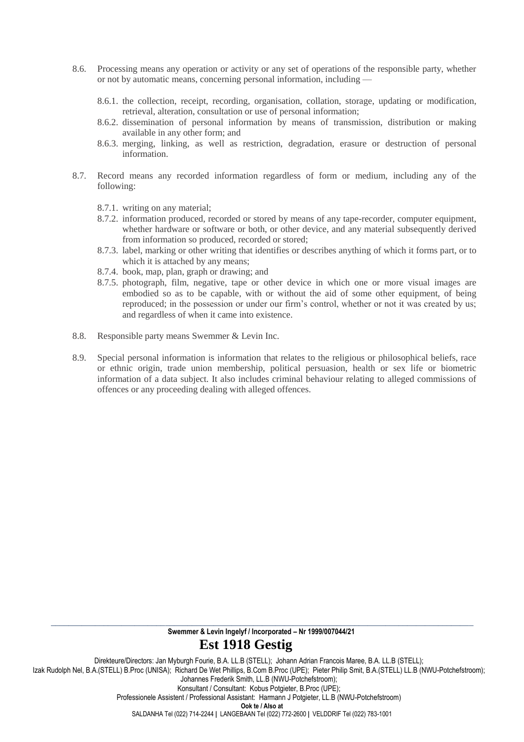8.6. Processing means any operation or activity or any set of operations of the responsible party, whether or not by automatic means, concerning personal information, including —

8.6.1. the collection, receipt, recording, organisation, collation, storage, updating or modification, retrieval, alteration, consultation or use of personal information;

8.6.2. dissemination of personal information by means of transmission, distribution or making available in any other form; and

8.6.3. merging, linking, as well as restriction, degradation, erasure or destruction of personal information.

8.7. Record means any recorded information regardless of form or medium, including any of the following:

8.7.1. writing on any material;

8.7.2. information produced, recorded or stored by means of any tape-recorder, computer equipment, whether hardware or software or both, or other device, and any material subsequently derived from information so produced, recorded or stored;

8.7.3. label, marking or other writing that identifies or describes anything of which it forms part, or to which it is attached by any means;

8.7.4. book, map, plan, graph or drawing; and

8.7.5. photograph, film, negative, tape or other device in which one or more visual images are embodied so as to be capable, with or without the aid of some other equipment, of being reproduced; in the possession or under our firm's control, whether or not it was created by us; and regardless of when it came into existence.

8.8. Responsible party means Swemmer & Levin Inc.

8.9. Special personal information is information that relates to the religious or philosophical beliefs, race or ethnic origin, trade union membership, political persuasion, health or sex life or biometric information of a data subject. It also includes criminal behaviour relating to alleged commissions of offences or any proceeding dealing with alleged offences.